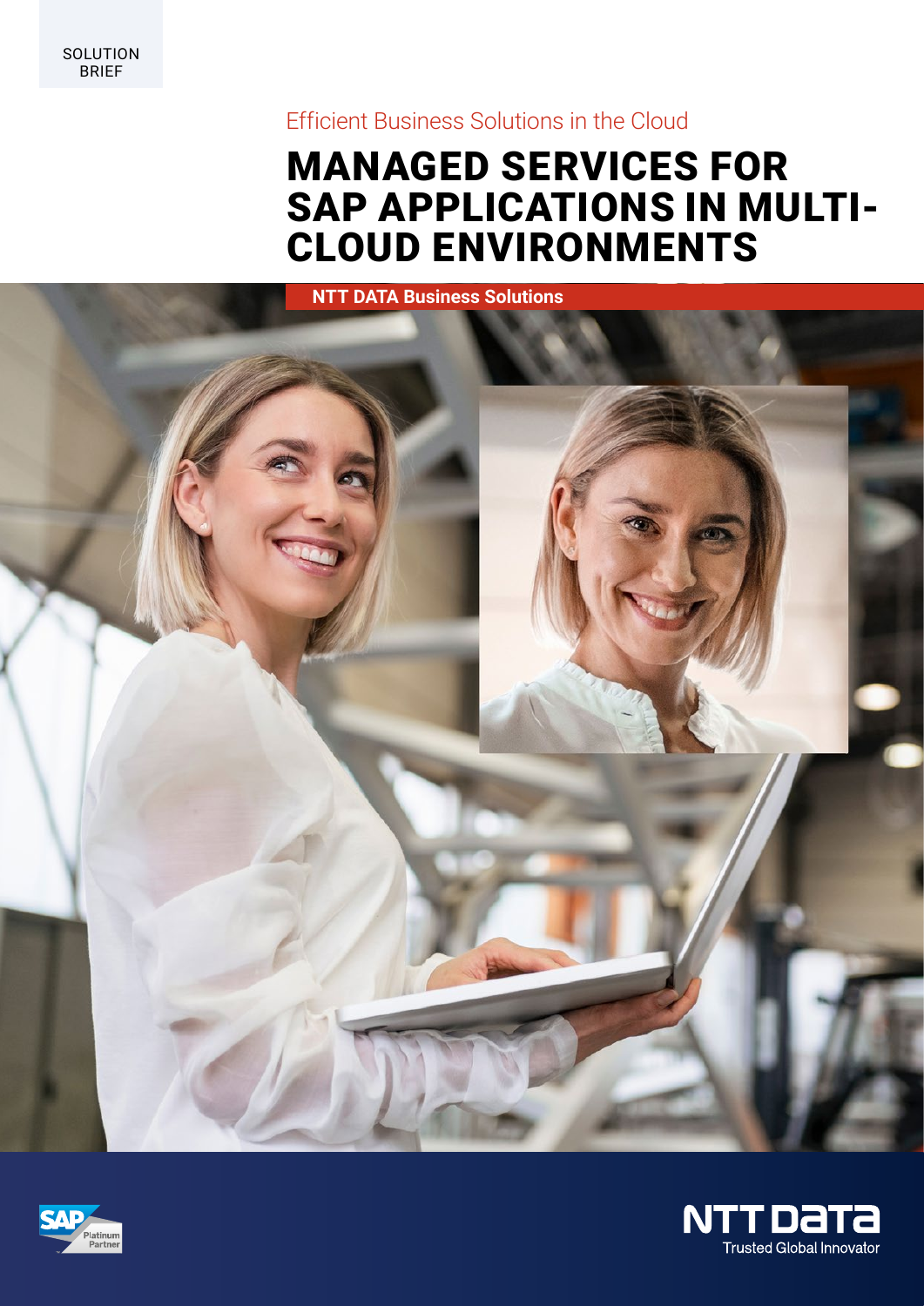SOLUTION BRIEF

Efficient Business Solutions in the Cloud

# MANAGED SERVICES FOR SAP APPLICATIONS IN MULTI-CLOUD ENVIRONMENTS

**NTT DATA Business Solutions**

SAP Platinum Partner

NTT DATA
Trusted Global Innovator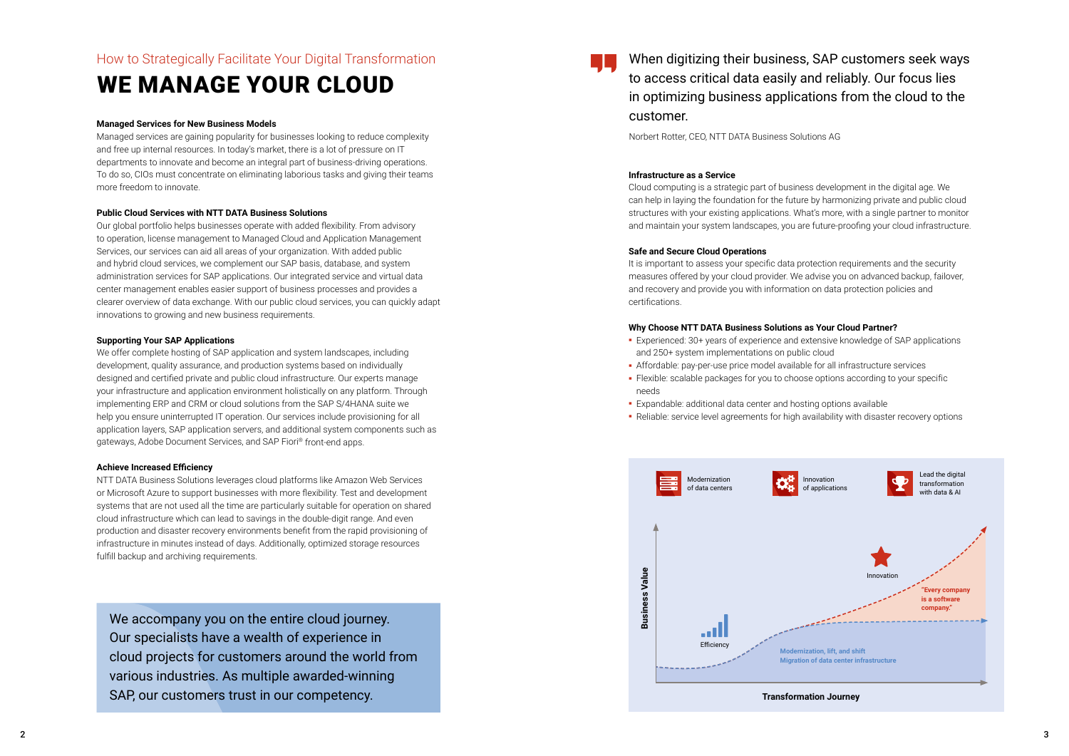How to Strategically Facilitate Your Digital Transformation

# WE MANAGE YOUR CLOUD

### Managed Services for New Business Models

Managed services are gaining popularity for businesses looking to reduce complexity and free up internal resources. In today's market, there is a lot of pressure on IT departments to innovate and become an integral part of business-driving operations. To do so, CIOs must concentrate on eliminating laborious tasks and giving their teams more freedom to innovate.

### Public Cloud Services with NTT DATA Business Solutions

Our global portfolio helps businesses operate with added flexibility. From advisory to operation, license management to Managed Cloud and Application Management Services, our services can aid all areas of your organization. With added public and hybrid cloud services, we complement our SAP basis, database, and system administration services for SAP applications. Our integrated service and virtual data center management enables easier support of business processes and provides a clearer overview of data exchange. With our public cloud services, you can quickly adapt innovations to growing and new business requirements.

### Supporting Your SAP Applications

We offer complete hosting of SAP application and system landscapes, including development, quality assurance, and production systems based on individually designed and certified private and public cloud infrastructure. Our experts manage your infrastructure and application environment holistically on any platform. Through implementing ERP and CRM or cloud solutions from the SAP S/4HANA suite we help you ensure uninterrupted IT operation. Our services include provisioning for all application layers, SAP application servers, and additional system components such as gateways, Adobe Document Services, and SAP Fiori® front-end apps.

### Achieve Increased Efficiency

NTT DATA Business Solutions leverages cloud platforms like Amazon Web Services or Microsoft Azure to support businesses with more flexibility. Test and development systems that are not used all the time are particularly suitable for operation on shared cloud infrastructure which can lead to savings in the double-digit range. And even production and disaster recovery environments benefit from the rapid provisioning of infrastructure in minutes instead of days. Additionally, optimized storage resources fulfill backup and archiving requirements.

We accompany you on the entire cloud journey. Our specialists have a wealth of experience in cloud projects for customers around the world from various industries. As multiple awarded-winning SAP, our customers trust in our competency.

> When digitizing their business, SAP customers seek ways to access critical data easily and reliably. Our focus lies in optimizing business applications from the cloud to the customer.
>
> Norbert Rotter, CEO, NTT DATA Business Solutions AG

### Infrastructure as a Service

Cloud computing is a strategic part of business development in the digital age. We can help in laying the foundation for the future by harmonizing private and public cloud structures with your existing applications. What's more, with a single partner to monitor and maintain your system landscapes, you are future-proofing your cloud infrastructure.

### Safe and Secure Cloud Operations

It is important to assess your specific data protection requirements and the security measures offered by your cloud provider. We advise you on advanced backup, failover, and recovery and provide you with information on data protection policies and certifications.

### Why Choose NTT DATA Business Solutions as Your Cloud Partner?

- Experienced: 30+ years of experience and extensive knowledge of SAP applications and 250+ system implementations on public cloud
- Affordable: pay-per-use price model available for all infrastructure services
- Flexible: scalable packages for you to choose options according to your specific needs
- Expandable: additional data center and hosting options available
- Reliable: service level agreements for high availability with disaster recovery options

Modernization of data centers | Innovation of applications | Lead the digital transformation with data & AI

Business Value

Efficiency

Innovation

"Every company is a software company."

Modernization, lift, and shift
Migration of data center infrastructure

Transformation Journey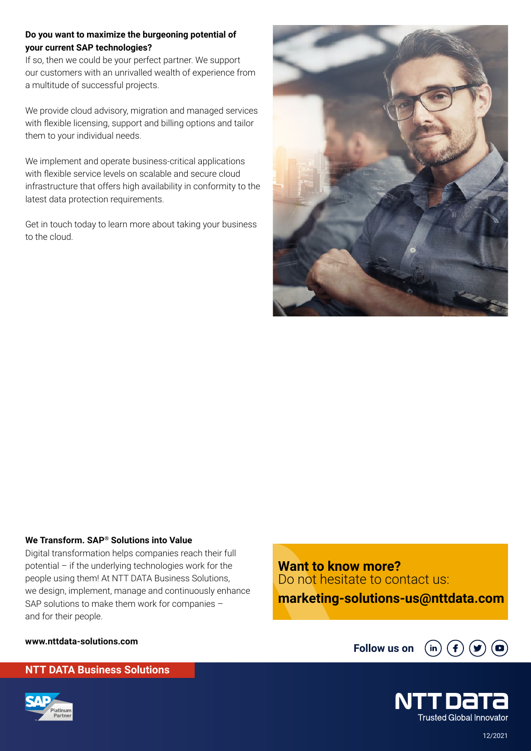**Do you want to maximize the burgeoning potential of your current SAP technologies?**

If so, then we could be your perfect partner. We support our customers with an unrivalled wealth of experience from a multitude of successful projects.

We provide cloud advisory, migration and managed services with flexible licensing, support and billing options and tailor them to your individual needs.

We implement and operate business-critical applications with flexible service levels on scalable and secure cloud infrastructure that offers high availability in conformity to the latest data protection requirements.

Get in touch today to learn more about taking your business to the cloud.

**We Transform. SAP® Solutions into Value**

Digital transformation helps companies reach their full potential – if the underlying technologies work for the people using them! At NTT DATA Business Solutions, we design, implement, manage and continuously enhance SAP solutions to make them work for companies – and for their people.

**www.nttdata-solutions.com**

**Want to know more?**
Do not hesitate to contact us:
**marketing-solutions-us@nttdata.com**

**Follow us on**

**NTT DATA Business Solutions**

SAP Platinum Partner

NTT DATA
Trusted Global Innovator

12/2021